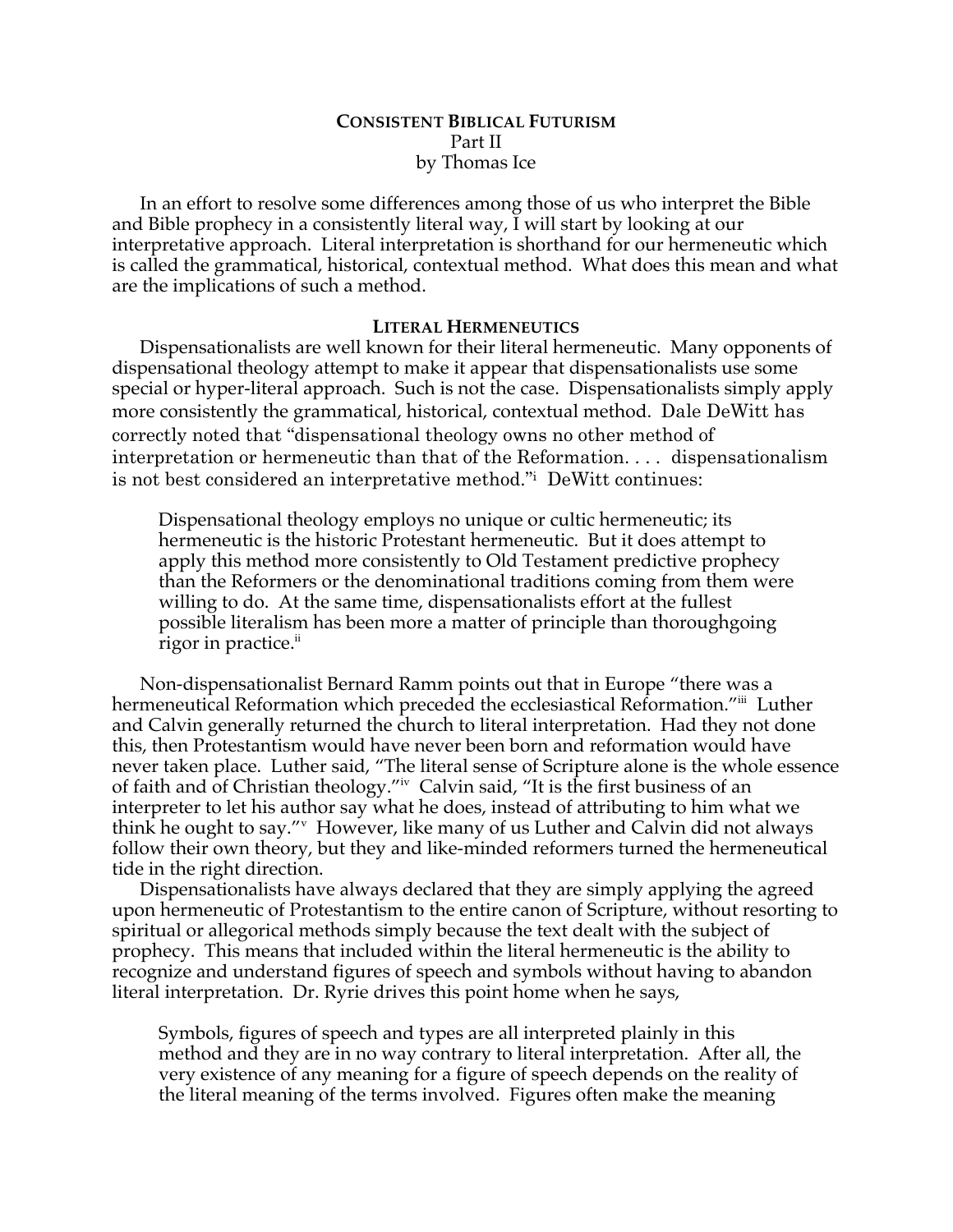# CONSISTENT BIBLICAL FUTURISM

Part II

by Thomas Ice

In an effort to resolve some differences among those of us who interpret the Bible and Bible prophecy in a consistently literal way, I will start by looking at our interpretative approach. Literal interpretation is shorthand for our hermeneutic which is called the grammatical, historical, contextual method. What does this mean and what are the implications of such a method.

## LITERAL HERMENEUTICS

Dispensationalists are well known for their literal hermeneutic. Many opponents of dispensational theology attempt to make it appear that dispensationalists use some special or hyper-literal approach. Such is not the case. Dispensationalists simply apply more consistently the grammatical, historical, contextual method. Dale DeWitt has correctly noted that "dispensational theology owns no other method of interpretation or hermeneutic than that of the Reformation. . . . dispensationalism is not best considered an interpretative method."[i] DeWitt continues:

> Dispensational theology employs no unique or cultic hermeneutic; its hermeneutic is the historic Protestant hermeneutic. But it does attempt to apply this method more consistently to Old Testament predictive prophecy than the Reformers or the denominational traditions coming from them were willing to do. At the same time, dispensationalists effort at the fullest possible literalism has been more a matter of principle than thoroughgoing rigor in practice.[ii]

Non-dispensationalist Bernard Ramm points out that in Europe "there was a hermeneutical Reformation which preceded the ecclesiastical Reformation."[iii] Luther and Calvin generally returned the church to literal interpretation. Had they not done this, then Protestantism would have never been born and reformation would have never taken place. Luther said, "The literal sense of Scripture alone is the whole essence of faith and of Christian theology."[iv] Calvin said, "It is the first business of an interpreter to let his author say what he does, instead of attributing to him what we think he ought to say."[v] However, like many of us Luther and Calvin did not always follow their own theory, but they and like-minded reformers turned the hermeneutical tide in the right direction.

Dispensationalists have always declared that they are simply applying the agreed upon hermeneutic of Protestantism to the entire canon of Scripture, without resorting to spiritual or allegorical methods simply because the text dealt with the subject of prophecy. This means that included within the literal hermeneutic is the ability to recognize and understand figures of speech and symbols without having to abandon literal interpretation. Dr. Ryrie drives this point home when he says,

> Symbols, figures of speech and types are all interpreted plainly in this method and they are in no way contrary to literal interpretation. After all, the very existence of any meaning for a figure of speech depends on the reality of the literal meaning of the terms involved. Figures often make the meaning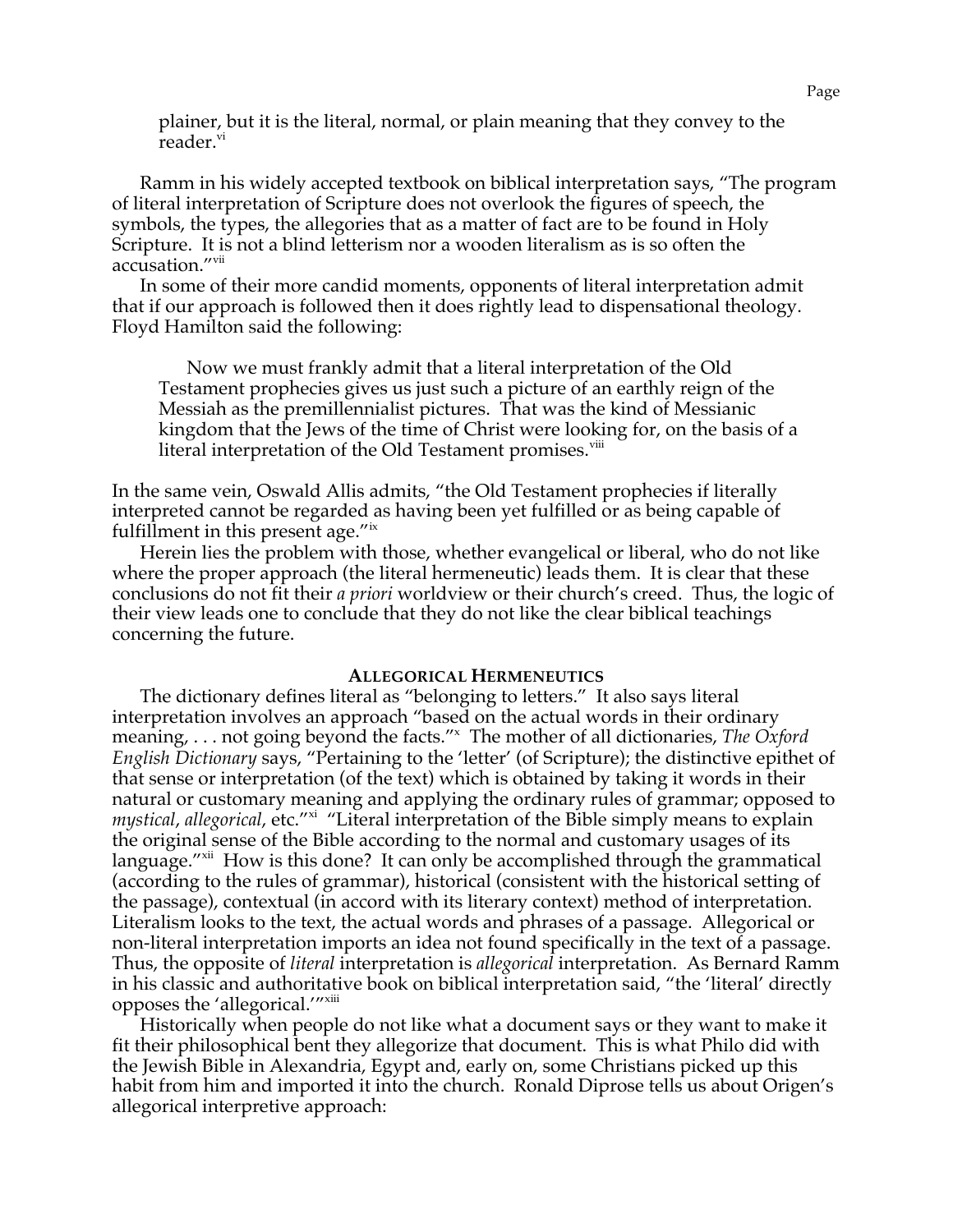plainer, but it is the literal, normal, or plain meaning that they convey to the reader.[vi]

Ramm in his widely accepted textbook on biblical interpretation says, "The program of literal interpretation of Scripture does not overlook the figures of speech, the symbols, the types, the allegories that as a matter of fact are to be found in Holy Scripture. It is not a blind letterism nor a wooden literalism as is so often the accusation."[vii]

In some of their more candid moments, opponents of literal interpretation admit that if our approach is followed then it does rightly lead to dispensational theology. Floyd Hamilton said the following:

> Now we must frankly admit that a literal interpretation of the Old Testament prophecies gives us just such a picture of an earthly reign of the Messiah as the premillennialist pictures. That was the kind of Messianic kingdom that the Jews of the time of Christ were looking for, on the basis of a literal interpretation of the Old Testament promises.[viii]

In the same vein, Oswald Allis admits, "the Old Testament prophecies if literally interpreted cannot be regarded as having been yet fulfilled or as being capable of fulfillment in this present age."[ix]

Herein lies the problem with those, whether evangelical or liberal, who do not like where the proper approach (the literal hermeneutic) leads them. It is clear that these conclusions do not fit their *a priori* worldview or their church's creed. Thus, the logic of their view leads one to conclude that they do not like the clear biblical teachings concerning the future.

## ALLEGORICAL HERMENEUTICS

The dictionary defines literal as "belonging to letters." It also says literal interpretation involves an approach "based on the actual words in their ordinary meaning, . . . not going beyond the facts."[x] The mother of all dictionaries, *The Oxford English Dictionary* says, "Pertaining to the 'letter' (of Scripture); the distinctive epithet of that sense or interpretation (of the text) which is obtained by taking it words in their natural or customary meaning and applying the ordinary rules of grammar; opposed to *mystical*, *allegorical*, etc."[xi] "Literal interpretation of the Bible simply means to explain the original sense of the Bible according to the normal and customary usages of its language."[xii] How is this done? It can only be accomplished through the grammatical (according to the rules of grammar), historical (consistent with the historical setting of the passage), contextual (in accord with its literary context) method of interpretation. Literalism looks to the text, the actual words and phrases of a passage. Allegorical or non-literal interpretation imports an idea not found specifically in the text of a passage. Thus, the opposite of *literal* interpretation is *allegorical* interpretation. As Bernard Ramm in his classic and authoritative book on biblical interpretation said, "the 'literal' directly opposes the 'allegorical.'"[xiii]

Historically when people do not like what a document says or they want to make it fit their philosophical bent they allegorize that document. This is what Philo did with the Jewish Bible in Alexandria, Egypt and, early on, some Christians picked up this habit from him and imported it into the church. Ronald Diprose tells us about Origen's allegorical interpretive approach: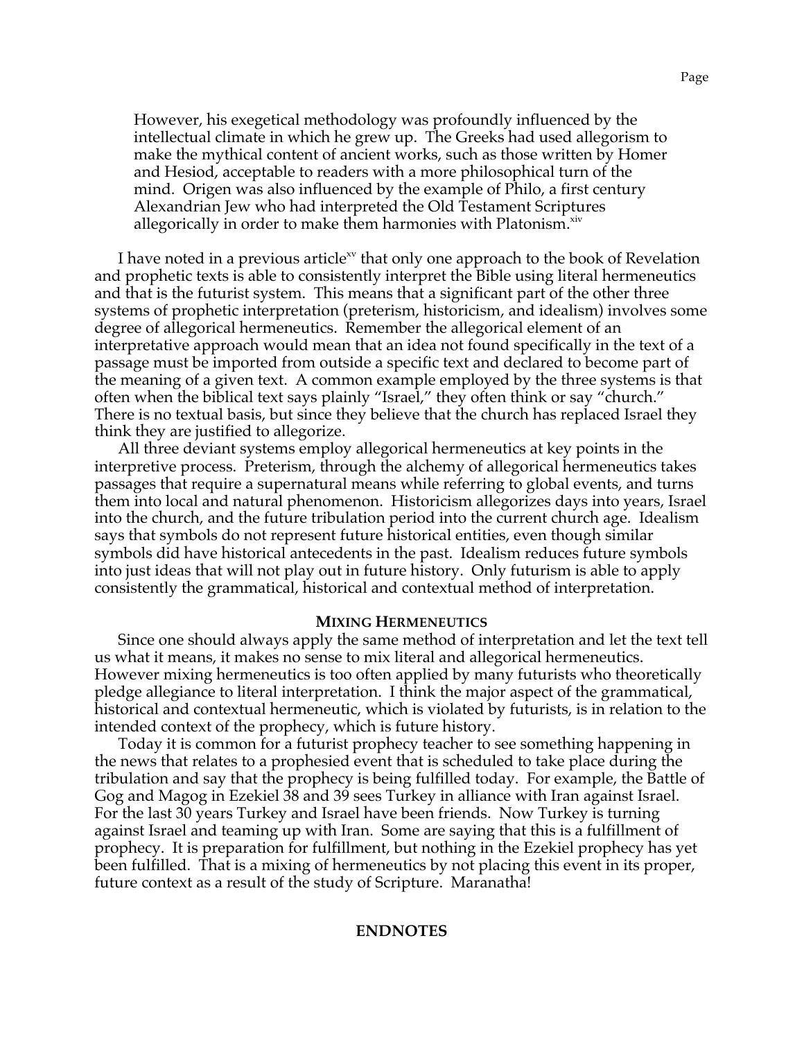> However, his exegetical methodology was profoundly influenced by the intellectual climate in which he grew up. The Greeks had used allegorism to make the mythical content of ancient works, such as those written by Homer and Hesiod, acceptable to readers with a more philosophical turn of the mind. Origen was also influenced by the example of Philo, a first century Alexandrian Jew who had interpreted the Old Testament Scriptures allegorically in order to make them harmonies with Platonism.[xiv]

I have noted in a previous article[xv] that only one approach to the book of Revelation and prophetic texts is able to consistently interpret the Bible using literal hermeneutics and that is the futurist system. This means that a significant part of the other three systems of prophetic interpretation (preterism, historicism, and idealism) involves some degree of allegorical hermeneutics. Remember the allegorical element of an interpretative approach would mean that an idea not found specifically in the text of a passage must be imported from outside a specific text and declared to become part of the meaning of a given text. A common example employed by the three systems is that often when the biblical text says plainly "Israel," they often think or say "church." There is no textual basis, but since they believe that the church has replaced Israel they think they are justified to allegorize.

All three deviant systems employ allegorical hermeneutics at key points in the interpretive process. Preterism, through the alchemy of allegorical hermeneutics takes passages that require a supernatural means while referring to global events, and turns them into local and natural phenomenon. Historicism allegorizes days into years, Israel into the church, and the future tribulation period into the current church age. Idealism says that symbols do not represent future historical entities, even though similar symbols did have historical antecedents in the past. Idealism reduces future symbols into just ideas that will not play out in future history. Only futurism is able to apply consistently the grammatical, historical and contextual method of interpretation.

### MIXING HERMENEUTICS

Since one should always apply the same method of interpretation and let the text tell us what it means, it makes no sense to mix literal and allegorical hermeneutics. However mixing hermeneutics is too often applied by many futurists who theoretically pledge allegiance to literal interpretation. I think the major aspect of the grammatical, historical and contextual hermeneutic, which is violated by futurists, is in relation to the intended context of the prophecy, which is future history.

Today it is common for a futurist prophecy teacher to see something happening in the news that relates to a prophesied event that is scheduled to take place during the tribulation and say that the prophecy is being fulfilled today. For example, the Battle of Gog and Magog in Ezekiel 38 and 39 sees Turkey in alliance with Iran against Israel. For the last 30 years Turkey and Israel have been friends. Now Turkey is turning against Israel and teaming up with Iran. Some are saying that this is a fulfillment of prophecy. It is preparation for fulfillment, but nothing in the Ezekiel prophecy has yet been fulfilled. That is a mixing of hermeneutics by not placing this event in its proper, future context as a result of the study of Scripture. Maranatha!

## ENDNOTES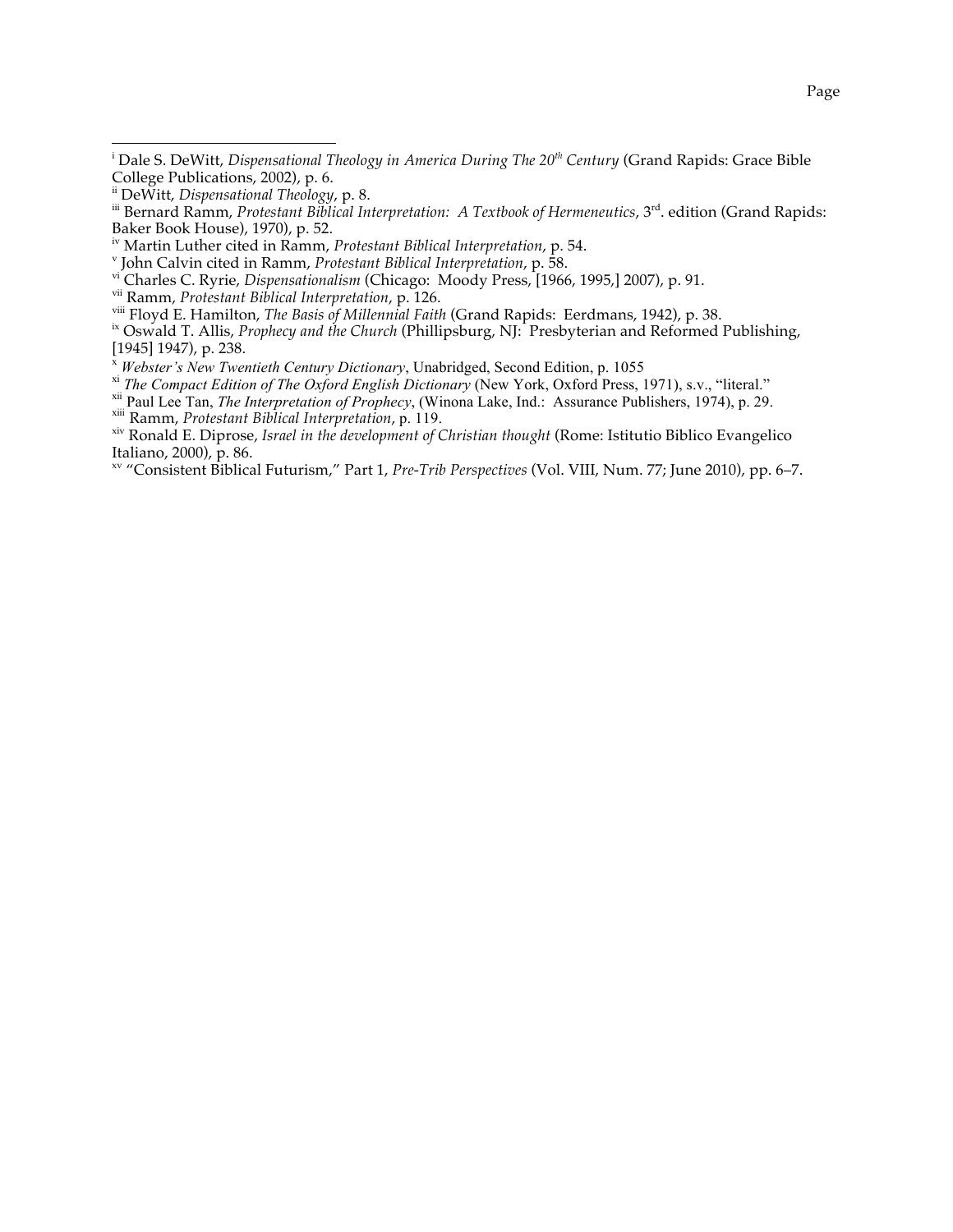[i] Dale S. DeWitt, *Dispensational Theology in America During The 20th Century* (Grand Rapids: Grace Bible College Publications, 2002), p. 6.

[ii] DeWitt, *Dispensational Theology*, p. 8.

[iii] Bernard Ramm, *Protestant Biblical Interpretation: A Textbook of Hermeneutics*, 3rd. edition (Grand Rapids: Baker Book House), 1970), p. 52.

[iv] Martin Luther cited in Ramm, *Protestant Biblical Interpretation*, p. 54.

[v] John Calvin cited in Ramm, *Protestant Biblical Interpretation*, p. 58.

[vi] Charles C. Ryrie, *Dispensationalism* (Chicago: Moody Press, [1966, 1995,] 2007), p. 91.

[vii] Ramm, *Protestant Biblical Interpretation*, p. 126.

[viii] Floyd E. Hamilton, *The Basis of Millennial Faith* (Grand Rapids: Eerdmans, 1942), p. 38.

[ix] Oswald T. Allis, *Prophecy and the Church* (Phillipsburg, NJ: Presbyterian and Reformed Publishing, [1945] 1947), p. 238.

[x] *Webster's New Twentieth Century Dictionary*, Unabridged, Second Edition, p. 1055

[xi] *The Compact Edition of The Oxford English Dictionary* (New York, Oxford Press, 1971), s.v., "literal."

[xii] Paul Lee Tan, *The Interpretation of Prophecy*, (Winona Lake, Ind.: Assurance Publishers, 1974), p. 29.

[xiii] Ramm, *Protestant Biblical Interpretation*, p. 119.

[xiv] Ronald E. Diprose, *Israel in the development of Christian thought* (Rome: Istitutio Biblico Evangelico Italiano, 2000), p. 86.

[xv] "Consistent Biblical Futurism," Part 1, *Pre-Trib Perspectives* (Vol. VIII, Num. 77; June 2010), pp. 6–7.